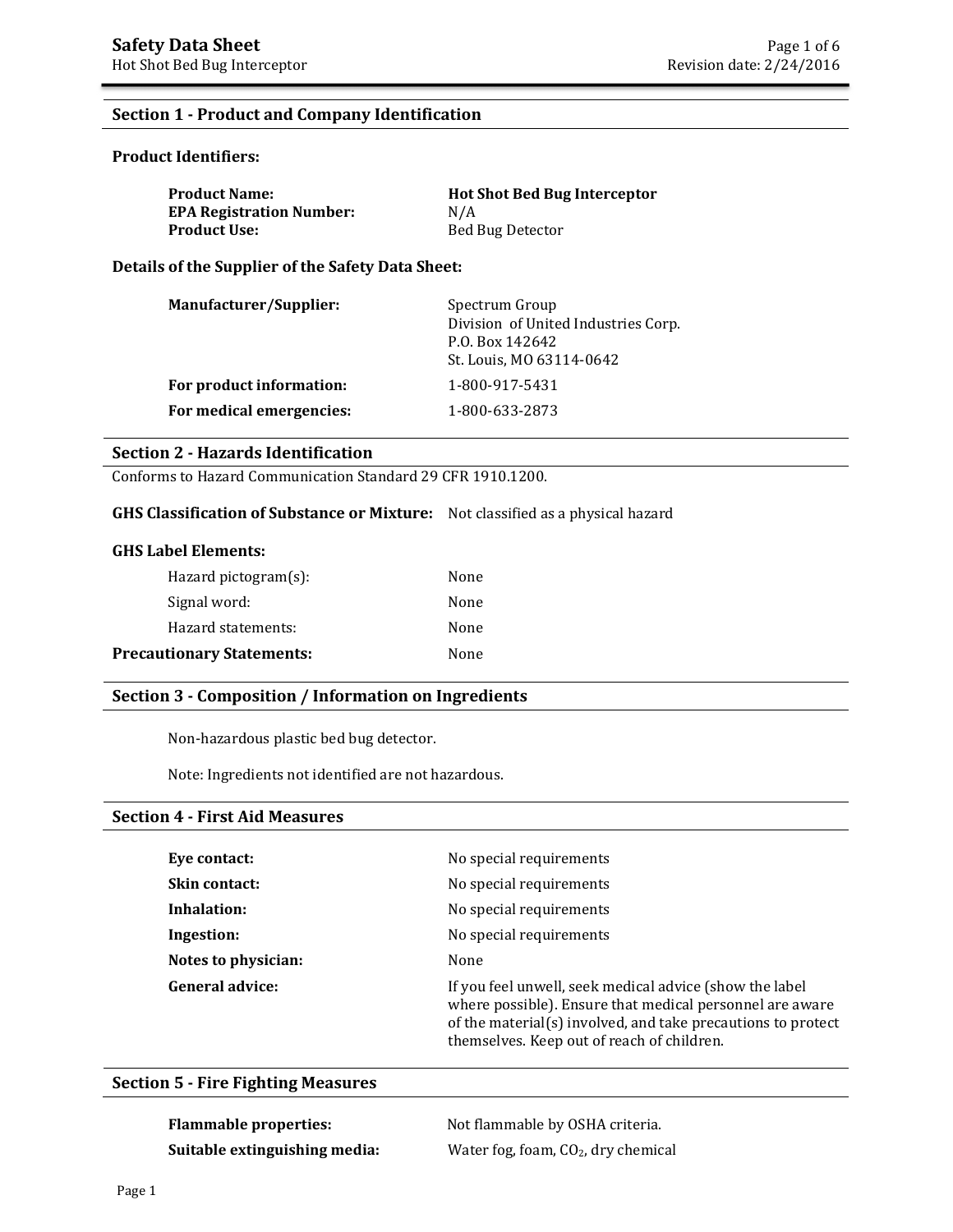# Safety Data Sheet

Hot Shot Bed Bug Interceptor

Revision date: 2/24/2016

## Section 1 - Product and Company Identification

### Product Identifiers:

| | |
|---|---|
| **Product Name:** | **Hot Shot Bed Bug Interceptor** |
| **EPA Registration Number:** | N/A |
| **Product Use:** | Bed Bug Detector |

### Details of the Supplier of the Safety Data Sheet:

| | |
|---|---|
| **Manufacturer/Supplier:** | Spectrum Group<br>Division of United Industries Corp.<br>P.O. Box 142642<br>St. Louis, MO 63114-0642 |
| **For product information:** | 1-800-917-5431 |
| **For medical emergencies:** | 1-800-633-2873 |

## Section 2 - Hazards Identification

Conforms to Hazard Communication Standard 29 CFR 1910.1200.

**GHS Classification of Substance or Mixture:** Not classified as a physical hazard

### GHS Label Elements:

| | |
|---|---|
| Hazard pictogram(s): | None |
| Signal word: | None |
| Hazard statements: | None |
| **Precautionary Statements:** | None |

## Section 3 - Composition / Information on Ingredients

Non-hazardous plastic bed bug detector.

Note: Ingredients not identified are not hazardous.

## Section 4 - First Aid Measures

| | |
|---|---|
| **Eye contact:** | No special requirements |
| **Skin contact:** | No special requirements |
| **Inhalation:** | No special requirements |
| **Ingestion:** | No special requirements |
| **Notes to physician:** | None |
| **General advice:** | If you feel unwell, seek medical advice (show the label where possible). Ensure that medical personnel are aware of the material(s) involved, and take precautions to protect themselves. Keep out of reach of children. |

## Section 5 - Fire Fighting Measures

| | |
|---|---|
| **Flammable properties:** | Not flammable by OSHA criteria. |
| **Suitable extinguishing media:** | Water fog, foam, $CO_2$, dry chemical |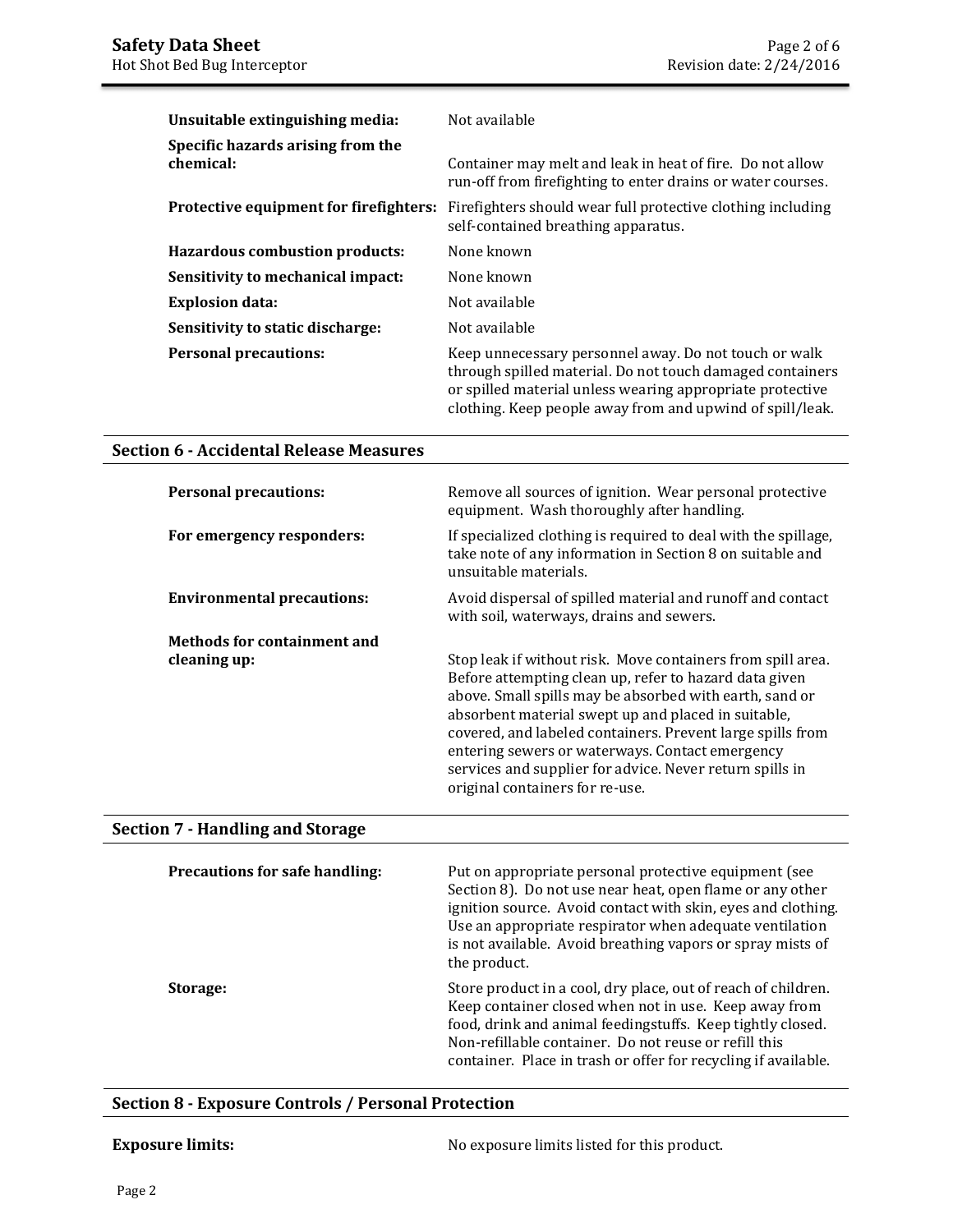| | |
|---|---|
| **Unsuitable extinguishing media:** | Not available |
| **Specific hazards arising from the chemical:** | Container may melt and leak in heat of fire. Do not allow run-off from firefighting to enter drains or water courses. |
| **Protective equipment for firefighters:** | Firefighters should wear full protective clothing including self-contained breathing apparatus. |
| **Hazardous combustion products:** | None known |
| **Sensitivity to mechanical impact:** | None known |
| **Explosion data:** | Not available |
| **Sensitivity to static discharge:** | Not available |
| **Personal precautions:** | Keep unnecessary personnel away. Do not touch or walk through spilled material. Do not touch damaged containers or spilled material unless wearing appropriate protective clothing. Keep people away from and upwind of spill/leak. |

## Section 6 - Accidental Release Measures

| | |
|---|---|
| **Personal precautions:** | Remove all sources of ignition. Wear personal protective equipment. Wash thoroughly after handling. |
| **For emergency responders:** | If specialized clothing is required to deal with the spillage, take note of any information in Section 8 on suitable and unsuitable materials. |
| **Environmental precautions:** | Avoid dispersal of spilled material and runoff and contact with soil, waterways, drains and sewers. |
| **Methods for containment and cleaning up:** | Stop leak if without risk. Move containers from spill area. Before attempting clean up, refer to hazard data given above. Small spills may be absorbed with earth, sand or absorbent material swept up and placed in suitable, covered, and labeled containers. Prevent large spills from entering sewers or waterways. Contact emergency services and supplier for advice. Never return spills in original containers for re-use. |

## Section 7 - Handling and Storage

| | |
|---|---|
| **Precautions for safe handling:** | Put on appropriate personal protective equipment (see Section 8). Do not use near heat, open flame or any other ignition source. Avoid contact with skin, eyes and clothing. Use an appropriate respirator when adequate ventilation is not available. Avoid breathing vapors or spray mists of the product. |
| **Storage:** | Store product in a cool, dry place, out of reach of children. Keep container closed when not in use. Keep away from food, drink and animal feedingstuffs. Keep tightly closed. Non-refillable container. Do not reuse or refill this container. Place in trash or offer for recycling if available. |

## Section 8 - Exposure Controls / Personal Protection

| | |
|---|---|
| **Exposure limits:** | No exposure limits listed for this product. |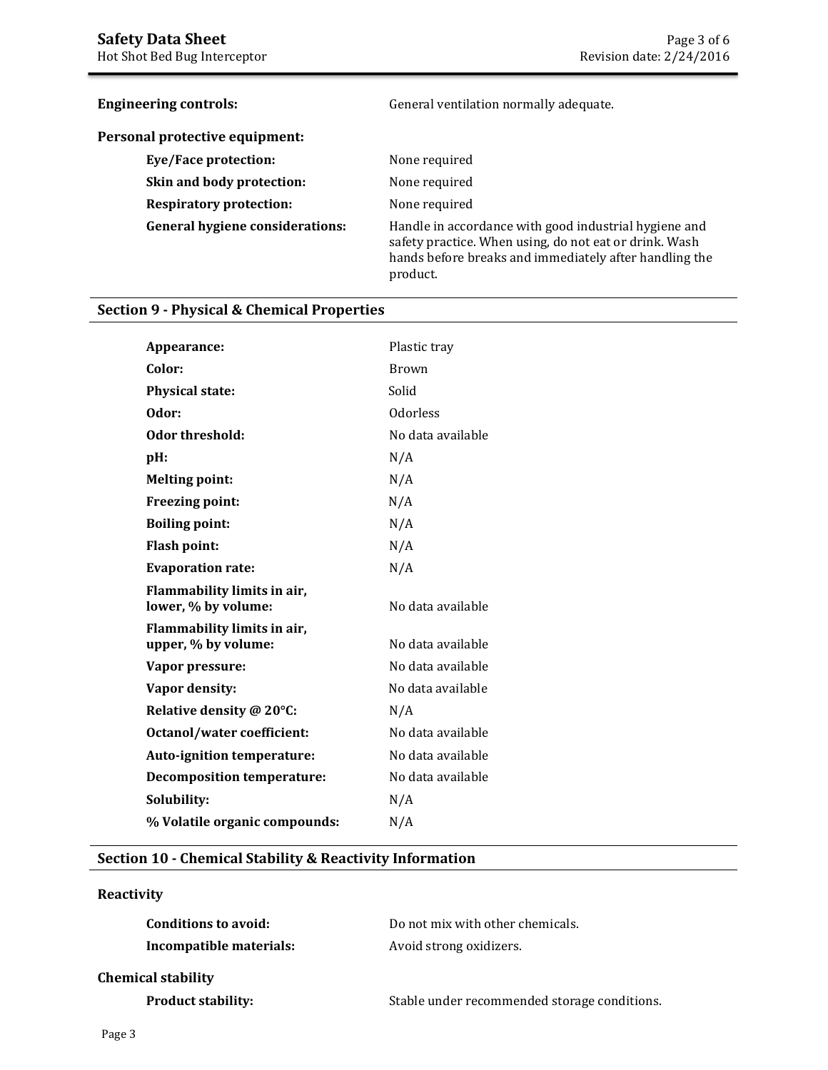| | |
|---|---|
| **Engineering controls:** | General ventilation normally adequate. |

**Personal protective equipment:**

| | |
|---|---|
| **Eye/Face protection:** | None required |
| **Skin and body protection:** | None required |
| **Respiratory protection:** | None required |
| **General hygiene considerations:** | Handle in accordance with good industrial hygiene and safety practice. When using, do not eat or drink. Wash hands before breaks and immediately after handling the product. |

## Section 9 - Physical & Chemical Properties

| | |
|---|---|
| **Appearance:** | Plastic tray |
| **Color:** | Brown |
| **Physical state:** | Solid |
| **Odor:** | Odorless |
| **Odor threshold:** | No data available |
| **pH:** | N/A |
| **Melting point:** | N/A |
| **Freezing point:** | N/A |
| **Boiling point:** | N/A |
| **Flash point:** | N/A |
| **Evaporation rate:** | N/A |
| **Flammability limits in air, lower, % by volume:** | No data available |
| **Flammability limits in air, upper, % by volume:** | No data available |
| **Vapor pressure:** | No data available |
| **Vapor density:** | No data available |
| **Relative density @ 20°C:** | N/A |
| **Octanol/water coefficient:** | No data available |
| **Auto-ignition temperature:** | No data available |
| **Decomposition temperature:** | No data available |
| **Solubility:** | N/A |
| **% Volatile organic compounds:** | N/A |

## Section 10 - Chemical Stability & Reactivity Information

**Reactivity**

| | |
|---|---|
| **Conditions to avoid:** | Do not mix with other chemicals. |
| **Incompatible materials:** | Avoid strong oxidizers. |

**Chemical stability**

| | |
|---|---|
| **Product stability:** | Stable under recommended storage conditions. |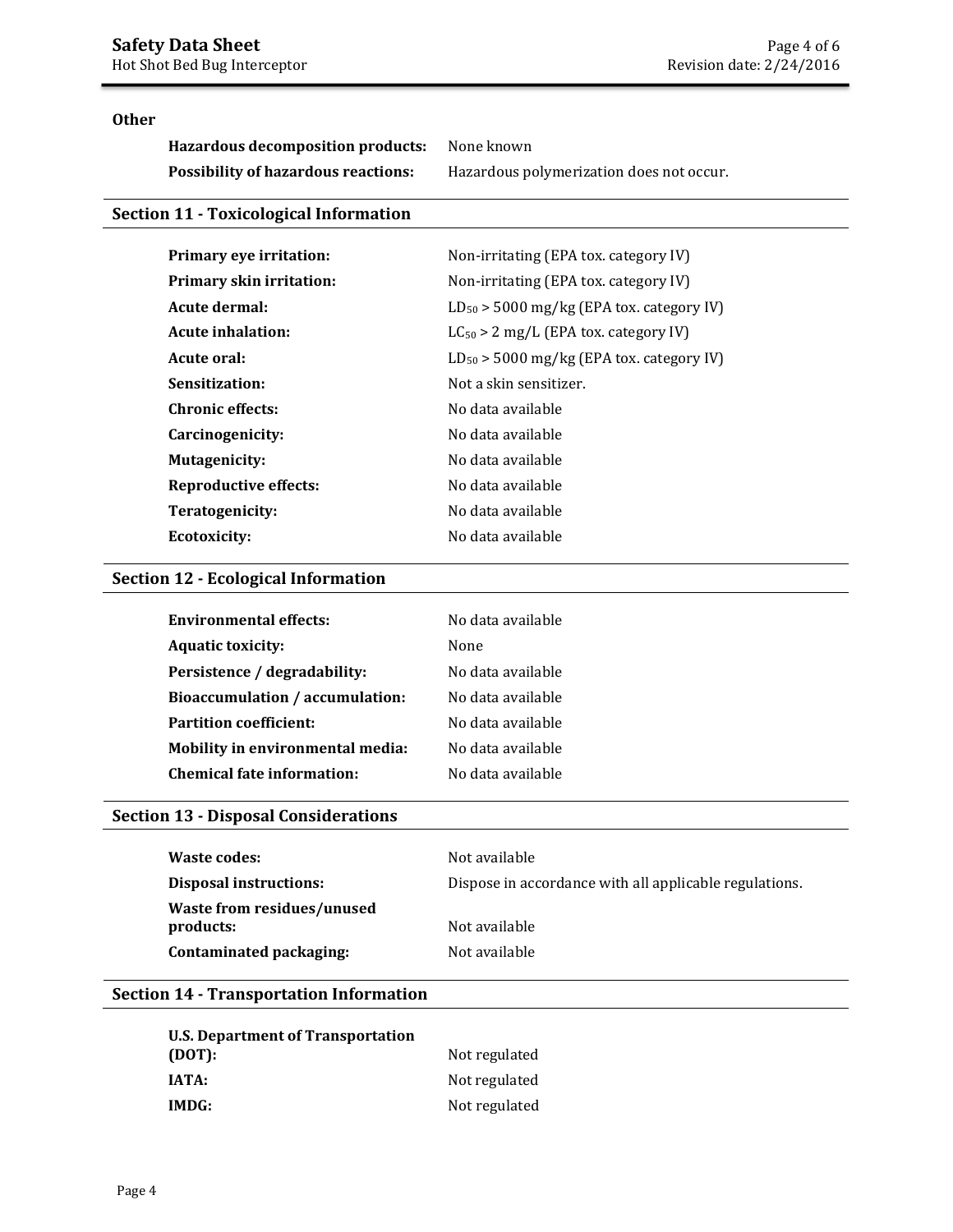**Other**

| | |
|---|---|
| **Hazardous decomposition products:** | None known |
| **Possibility of hazardous reactions:** | Hazardous polymerization does not occur. |

## Section 11 - Toxicological Information

| | |
|---|---|
| **Primary eye irritation:** | Non-irritating (EPA tox. category IV) |
| **Primary skin irritation:** | Non-irritating (EPA tox. category IV) |
| **Acute dermal:** | $LD_{50}$ > 5000 mg/kg (EPA tox. category IV) |
| **Acute inhalation:** | $LC_{50}$ > 2 mg/L (EPA tox. category IV) |
| **Acute oral:** | $LD_{50}$ > 5000 mg/kg (EPA tox. category IV) |
| **Sensitization:** | Not a skin sensitizer. |
| **Chronic effects:** | No data available |
| **Carcinogenicity:** | No data available |
| **Mutagenicity:** | No data available |
| **Reproductive effects:** | No data available |
| **Teratogenicity:** | No data available |
| **Ecotoxicity:** | No data available |

## Section 12 - Ecological Information

| | |
|---|---|
| **Environmental effects:** | No data available |
| **Aquatic toxicity:** | None |
| **Persistence / degradability:** | No data available |
| **Bioaccumulation / accumulation:** | No data available |
| **Partition coefficient:** | No data available |
| **Mobility in environmental media:** | No data available |
| **Chemical fate information:** | No data available |

## Section 13 - Disposal Considerations

| | |
|---|---|
| **Waste codes:** | Not available |
| **Disposal instructions:** | Dispose in accordance with all applicable regulations. |
| **Waste from residues/unused products:** | Not available |
| **Contaminated packaging:** | Not available |

## Section 14 - Transportation Information

| | |
|---|---|
| **U.S. Department of Transportation (DOT):** | Not regulated |
| **IATA:** | Not regulated |
| **IMDG:** | Not regulated |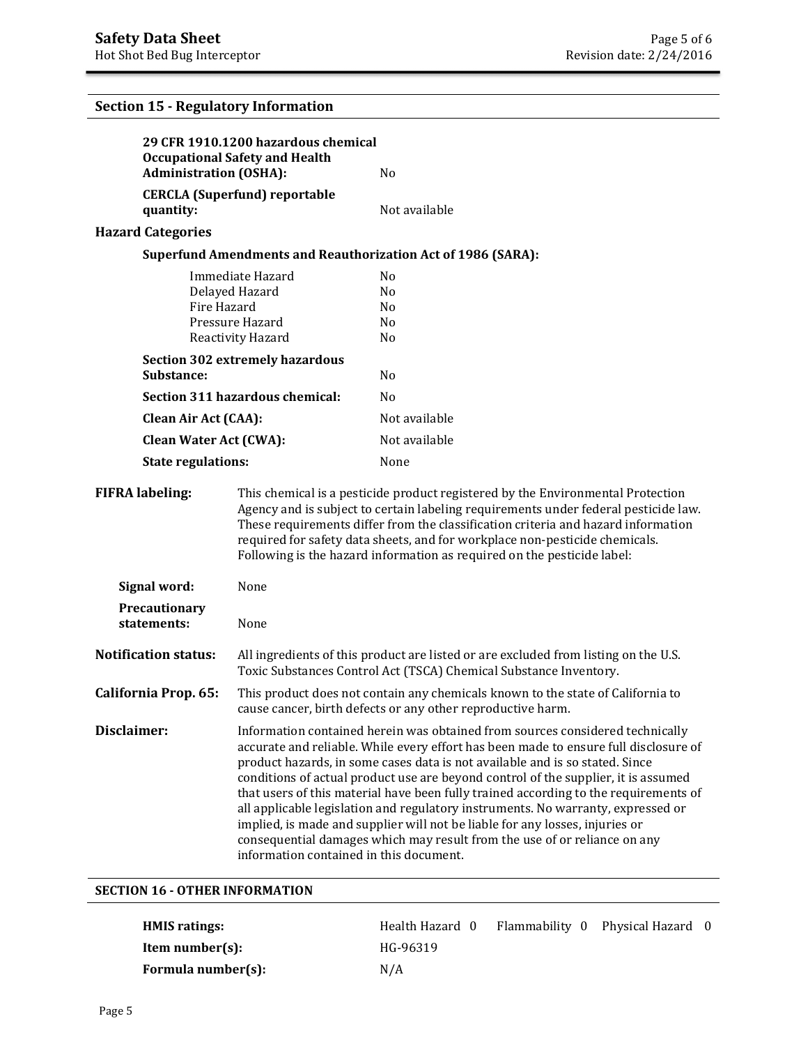## Section 15 - Regulatory Information

| | |
|---|---|
| **29 CFR 1910.1200 hazardous chemical Occupational Safety and Health Administration (OSHA):** | No |
| **CERCLA (Superfund) reportable quantity:** | Not available |

**Hazard Categories**

**Superfund Amendments and Reauthorization Act of 1986 (SARA):**

| | |
|---|---|
| Immediate Hazard | No |
| Delayed Hazard | No |
| Fire Hazard | No |
| Pressure Hazard | No |
| Reactivity Hazard | No |

| | |
|---|---|
| **Section 302 extremely hazardous Substance:** | No |
| **Section 311 hazardous chemical:** | No |
| **Clean Air Act (CAA):** | Not available |
| **Clean Water Act (CWA):** | Not available |
| **State regulations:** | None |

**FIFRA labeling:** This chemical is a pesticide product registered by the Environmental Protection Agency and is subject to certain labeling requirements under federal pesticide law. These requirements differ from the classification criteria and hazard information required for safety data sheets, and for workplace non-pesticide chemicals. Following is the hazard information as required on the pesticide label:

**Signal word:** None

**Precautionary statements:** None

**Notification status:** All ingredients of this product are listed or are excluded from listing on the U.S. Toxic Substances Control Act (TSCA) Chemical Substance Inventory.

**California Prop. 65:** This product does not contain any chemicals known to the state of California to cause cancer, birth defects or any other reproductive harm.

**Disclaimer:** Information contained herein was obtained from sources considered technically accurate and reliable. While every effort has been made to ensure full disclosure of product hazards, in some cases data is not available and is so stated. Since conditions of actual product use are beyond control of the supplier, it is assumed that users of this material have been fully trained according to the requirements of all applicable legislation and regulatory instruments. No warranty, expressed or implied, is made and supplier will not be liable for any losses, injuries or consequential damages which may result from the use of or reliance on any information contained in this document.

## SECTION 16 - OTHER INFORMATION

| | |
|---|---|
| **HMIS ratings:** | Health Hazard 0 Flammability 0 Physical Hazard 0 |
| **Item number(s):** | HG-96319 |
| **Formula number(s):** | N/A |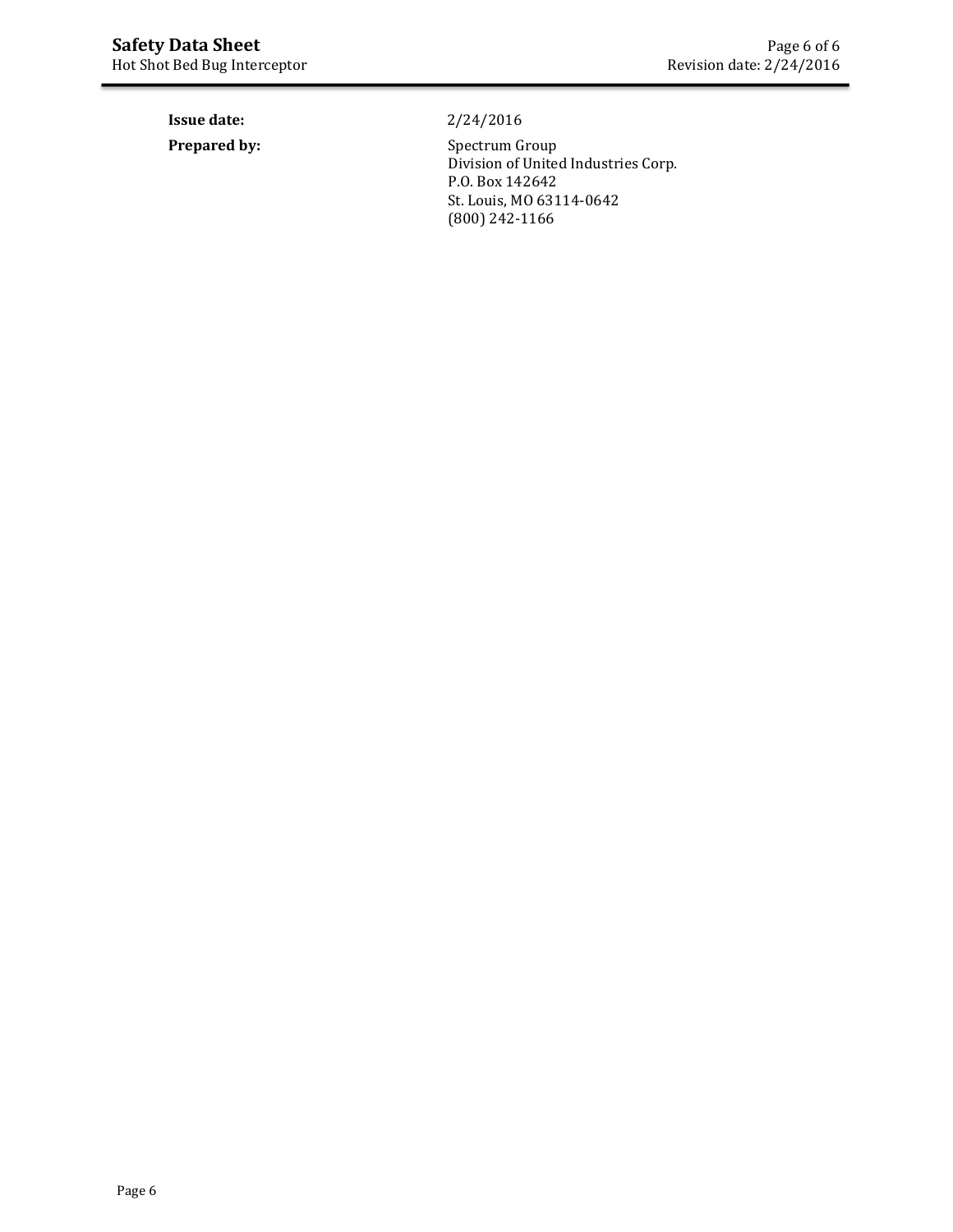**Issue date:** 2/24/2016

**Prepared by:** Spectrum Group
Division of United Industries Corp.
P.O. Box 142642
St. Louis, MO 63114-0642
(800) 242-1166